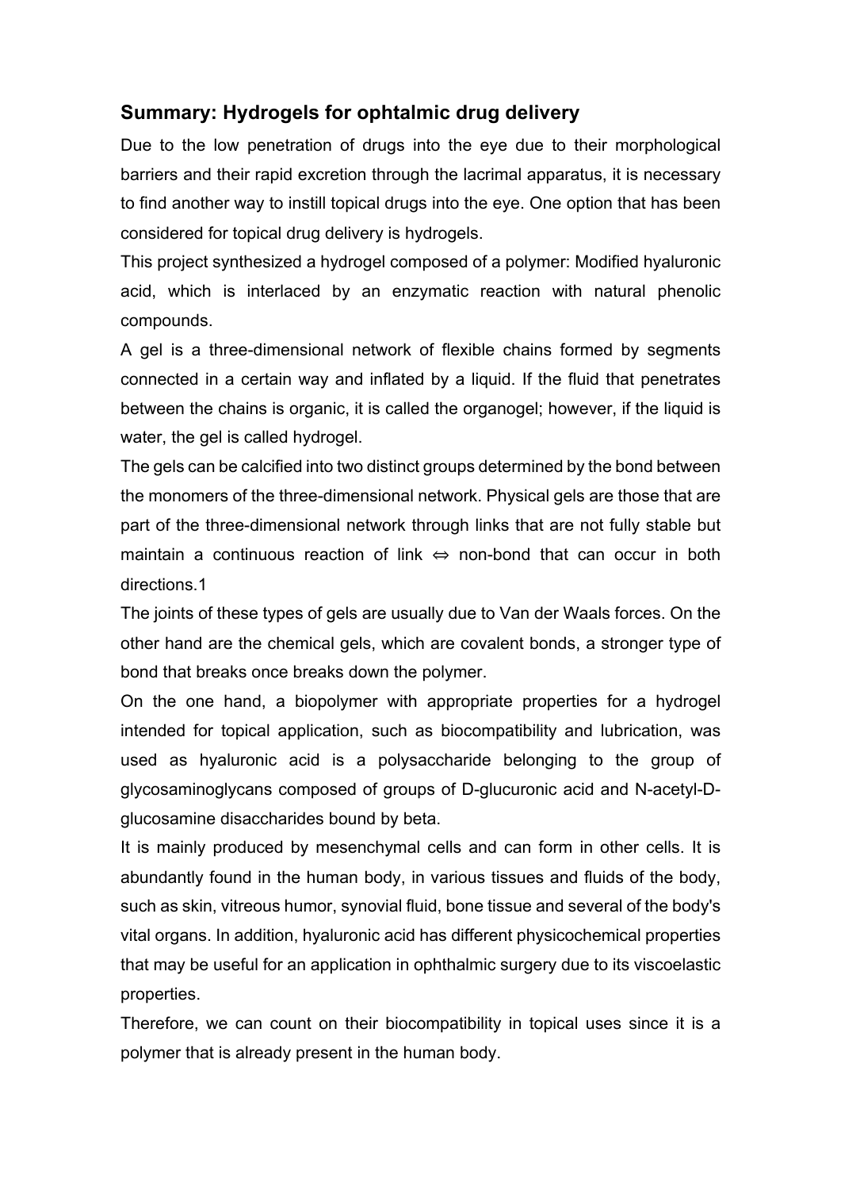## Summary: Hydrogels for ophtalmic drug delivery

Due to the low penetration of drugs into the eye due to their morphological barriers and their rapid excretion through the lacrimal apparatus, it is necessary to find another way to instill topical drugs into the eye. One option that has been considered for topical drug delivery is hydrogels.

This project synthesized a hydrogel composed of a polymer: Modified hyaluronic acid, which is interlaced by an enzymatic reaction with natural phenolic compounds.

A gel is a three-dimensional network of flexible chains formed by segments connected in a certain way and inflated by a liquid. If the fluid that penetrates between the chains is organic, it is called the organogel; however, if the liquid is water, the gel is called hydrogel.

The gels can be calcified into two distinct groups determined by the bond between the monomers of the three-dimensional network. Physical gels are those that are part of the three-dimensional network through links that are not fully stable but maintain a continuous reaction of link ⇔ non-bond that can occur in both directions.1

The joints of these types of gels are usually due to Van der Waals forces. On the other hand are the chemical gels, which are covalent bonds, a stronger type of bond that breaks once breaks down the polymer.

On the one hand, a biopolymer with appropriate properties for a hydrogel intended for topical application, such as biocompatibility and lubrication, was used as hyaluronic acid is a polysaccharide belonging to the group of glycosaminoglycans composed of groups of D-glucuronic acid and N-acetyl-D-glucosamine disaccharides bound by beta.

It is mainly produced by mesenchymal cells and can form in other cells. It is abundantly found in the human body, in various tissues and fluids of the body, such as skin, vitreous humor, synovial fluid, bone tissue and several of the body's vital organs. In addition, hyaluronic acid has different physicochemical properties that may be useful for an application in ophthalmic surgery due to its viscoelastic properties.

Therefore, we can count on their biocompatibility in topical uses since it is a polymer that is already present in the human body.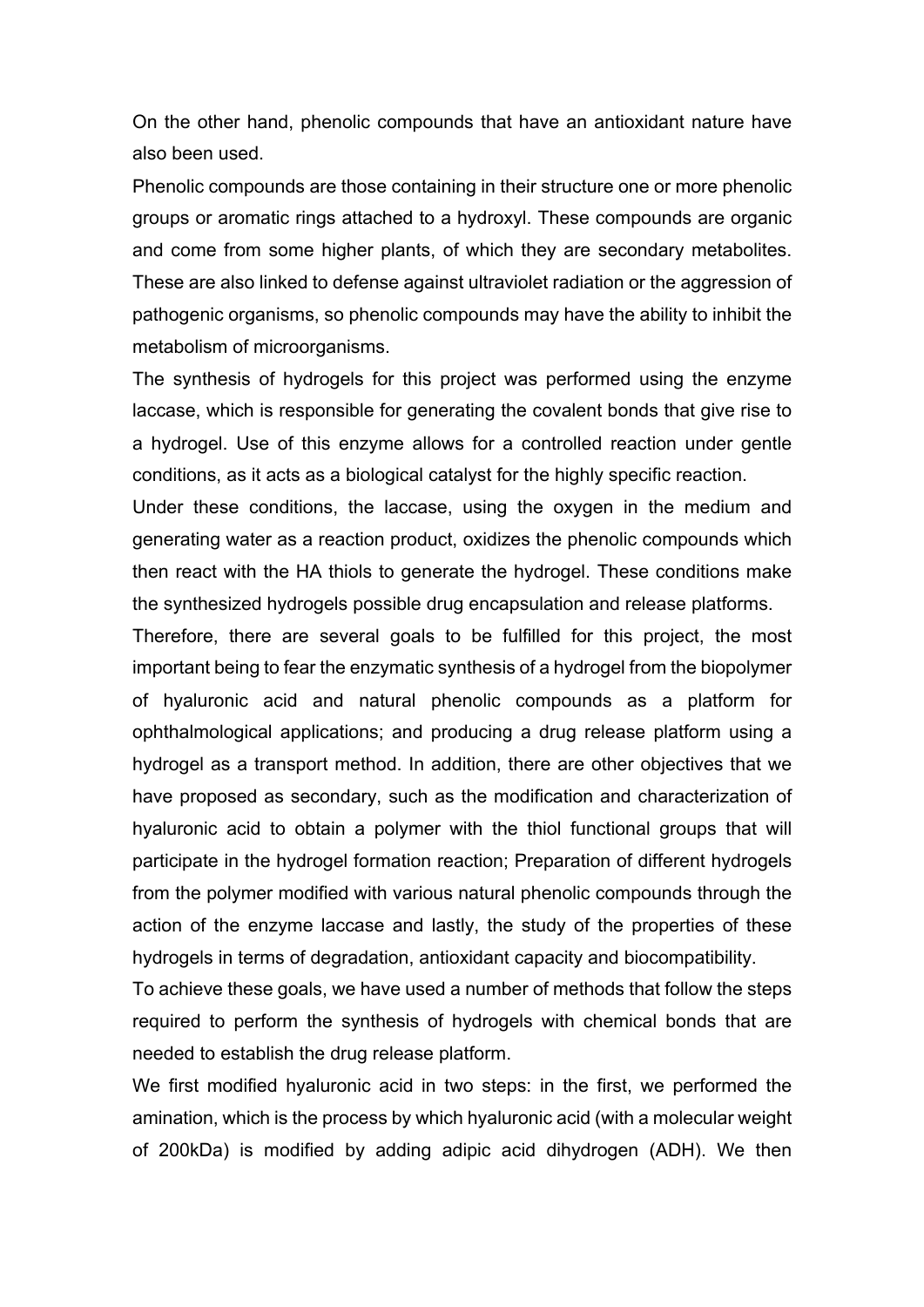On the other hand, phenolic compounds that have an antioxidant nature have also been used.

Phenolic compounds are those containing in their structure one or more phenolic groups or aromatic rings attached to a hydroxyl. These compounds are organic and come from some higher plants, of which they are secondary metabolites. These are also linked to defense against ultraviolet radiation or the aggression of pathogenic organisms, so phenolic compounds may have the ability to inhibit the metabolism of microorganisms.

The synthesis of hydrogels for this project was performed using the enzyme laccase, which is responsible for generating the covalent bonds that give rise to a hydrogel. Use of this enzyme allows for a controlled reaction under gentle conditions, as it acts as a biological catalyst for the highly specific reaction.

Under these conditions, the laccase, using the oxygen in the medium and generating water as a reaction product, oxidizes the phenolic compounds which then react with the HA thiols to generate the hydrogel. These conditions make the synthesized hydrogels possible drug encapsulation and release platforms.

Therefore, there are several goals to be fulfilled for this project, the most important being to fear the enzymatic synthesis of a hydrogel from the biopolymer of hyaluronic acid and natural phenolic compounds as a platform for ophthalmological applications; and producing a drug release platform using a hydrogel as a transport method. In addition, there are other objectives that we have proposed as secondary, such as the modification and characterization of hyaluronic acid to obtain a polymer with the thiol functional groups that will participate in the hydrogel formation reaction; Preparation of different hydrogels from the polymer modified with various natural phenolic compounds through the action of the enzyme laccase and lastly, the study of the properties of these hydrogels in terms of degradation, antioxidant capacity and biocompatibility.

To achieve these goals, we have used a number of methods that follow the steps required to perform the synthesis of hydrogels with chemical bonds that are needed to establish the drug release platform.

We first modified hyaluronic acid in two steps: in the first, we performed the amination, which is the process by which hyaluronic acid (with a molecular weight of 200kDa) is modified by adding adipic acid dihydrogen (ADH). We then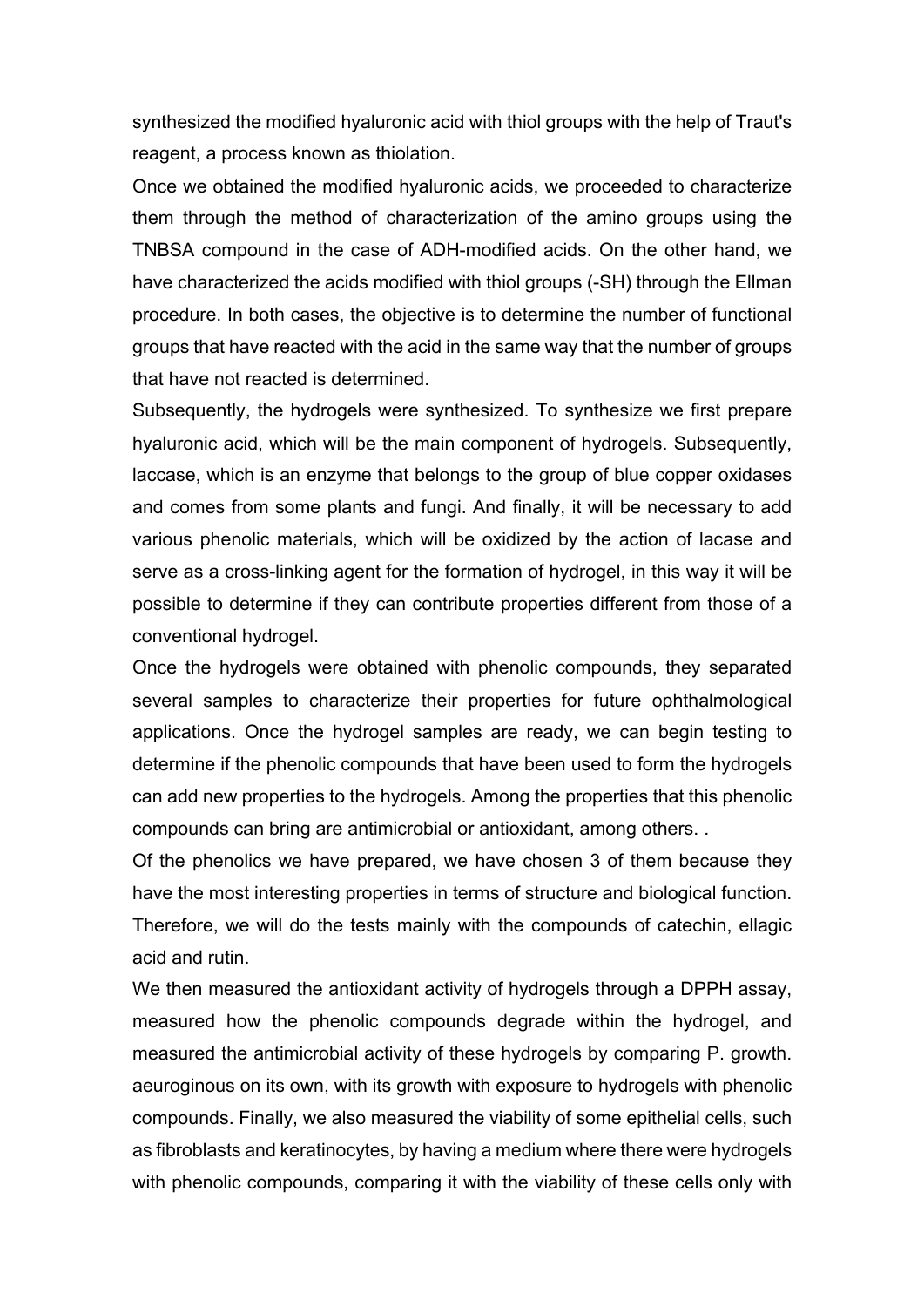synthesized the modified hyaluronic acid with thiol groups with the help of Traut's reagent, a process known as thiolation.

Once we obtained the modified hyaluronic acids, we proceeded to characterize them through the method of characterization of the amino groups using the TNBSA compound in the case of ADH-modified acids. On the other hand, we have characterized the acids modified with thiol groups (-SH) through the Ellman procedure. In both cases, the objective is to determine the number of functional groups that have reacted with the acid in the same way that the number of groups that have not reacted is determined.

Subsequently, the hydrogels were synthesized. To synthesize we first prepare hyaluronic acid, which will be the main component of hydrogels. Subsequently, laccase, which is an enzyme that belongs to the group of blue copper oxidases and comes from some plants and fungi. And finally, it will be necessary to add various phenolic materials, which will be oxidized by the action of lacase and serve as a cross-linking agent for the formation of hydrogel, in this way it will be possible to determine if they can contribute properties different from those of a conventional hydrogel.

Once the hydrogels were obtained with phenolic compounds, they separated several samples to characterize their properties for future ophthalmological applications. Once the hydrogel samples are ready, we can begin testing to determine if the phenolic compounds that have been used to form the hydrogels can add new properties to the hydrogels. Among the properties that this phenolic compounds can bring are antimicrobial or antioxidant, among others. .

Of the phenolics we have prepared, we have chosen 3 of them because they have the most interesting properties in terms of structure and biological function. Therefore, we will do the tests mainly with the compounds of catechin, ellagic acid and rutin.

We then measured the antioxidant activity of hydrogels through a DPPH assay, measured how the phenolic compounds degrade within the hydrogel, and measured the antimicrobial activity of these hydrogels by comparing P. growth. aeuroginous on its own, with its growth with exposure to hydrogels with phenolic compounds. Finally, we also measured the viability of some epithelial cells, such as fibroblasts and keratinocytes, by having a medium where there were hydrogels with phenolic compounds, comparing it with the viability of these cells only with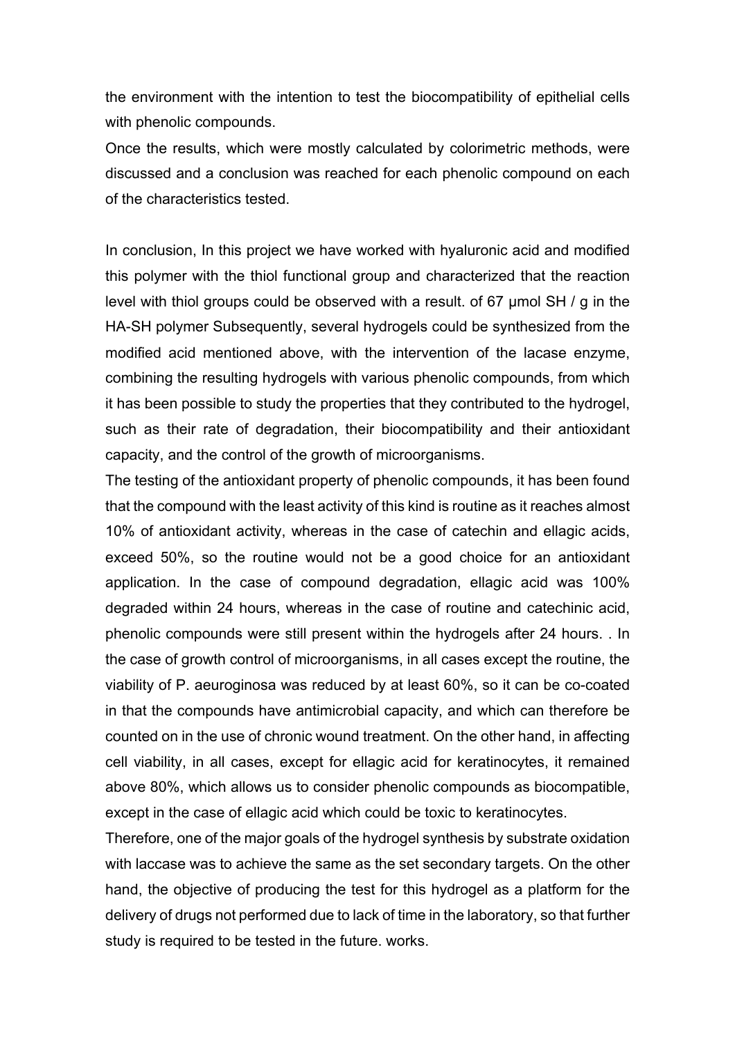the environment with the intention to test the biocompatibility of epithelial cells with phenolic compounds.

Once the results, which were mostly calculated by colorimetric methods, were discussed and a conclusion was reached for each phenolic compound on each of the characteristics tested.

In conclusion, In this project we have worked with hyaluronic acid and modified this polymer with the thiol functional group and characterized that the reaction level with thiol groups could be observed with a result. of 67 µmol SH / g in the HA-SH polymer Subsequently, several hydrogels could be synthesized from the modified acid mentioned above, with the intervention of the lacase enzyme, combining the resulting hydrogels with various phenolic compounds, from which it has been possible to study the properties that they contributed to the hydrogel, such as their rate of degradation, their biocompatibility and their antioxidant capacity, and the control of the growth of microorganisms.

The testing of the antioxidant property of phenolic compounds, it has been found that the compound with the least activity of this kind is routine as it reaches almost 10% of antioxidant activity, whereas in the case of catechin and ellagic acids, exceed 50%, so the routine would not be a good choice for an antioxidant application. In the case of compound degradation, ellagic acid was 100% degraded within 24 hours, whereas in the case of routine and catechinic acid, phenolic compounds were still present within the hydrogels after 24 hours. . In the case of growth control of microorganisms, in all cases except the routine, the viability of P. aeuroginosa was reduced by at least 60%, so it can be co-coated in that the compounds have antimicrobial capacity, and which can therefore be counted on in the use of chronic wound treatment. On the other hand, in affecting cell viability, in all cases, except for ellagic acid for keratinocytes, it remained above 80%, which allows us to consider phenolic compounds as biocompatible, except in the case of ellagic acid which could be toxic to keratinocytes.

Therefore, one of the major goals of the hydrogel synthesis by substrate oxidation with laccase was to achieve the same as the set secondary targets. On the other hand, the objective of producing the test for this hydrogel as a platform for the delivery of drugs not performed due to lack of time in the laboratory, so that further study is required to be tested in the future. works.